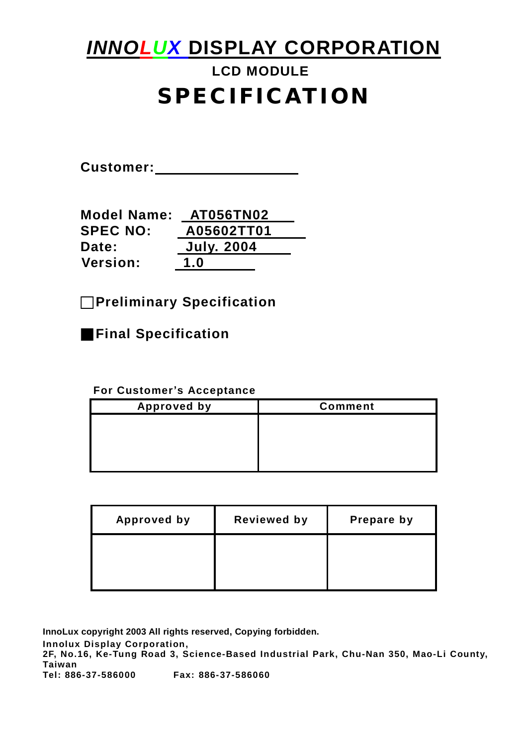# INNOLUX DISPLAY CORPORATION

## LCD MODULE

# SPECIFICATION

**Customer:** ____________________

**Model Name:** AT056TN02
**SPEC NO:** A05602TT01
**Date:** July. 2004
**Version:** 1.0

☐ **Preliminary Specification**

■ **Final Specification**

**For Customer's Acceptance**

| Approved by | Comment |
|---|---|
| | |

| Approved by | Reviewed by | Prepare by |
|---|---|---|
| | | |

**InnoLux copyright 2003 All rights reserved, Copying forbidden.**
**Innolux Display Corporation,**
**2F, No.16, Ke-Tung Road 3, Science-Based Industrial Park, Chu-Nan 350, Mao-Li County, Taiwan**
**Tel: 886-37-586000 Fax: 886-37-586060**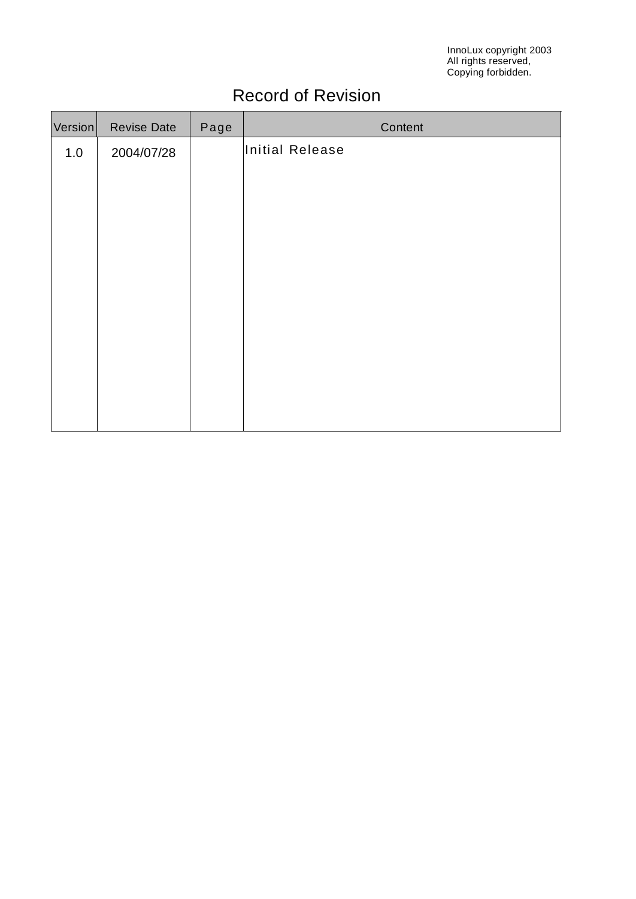InnoLux copyright 2003
All rights reserved,
Copying forbidden.

# Record of Revision

| Version | Revise Date | Page | Content |
|---|---|---|---|
| 1.0 | 2004/07/28 | | Initial Release |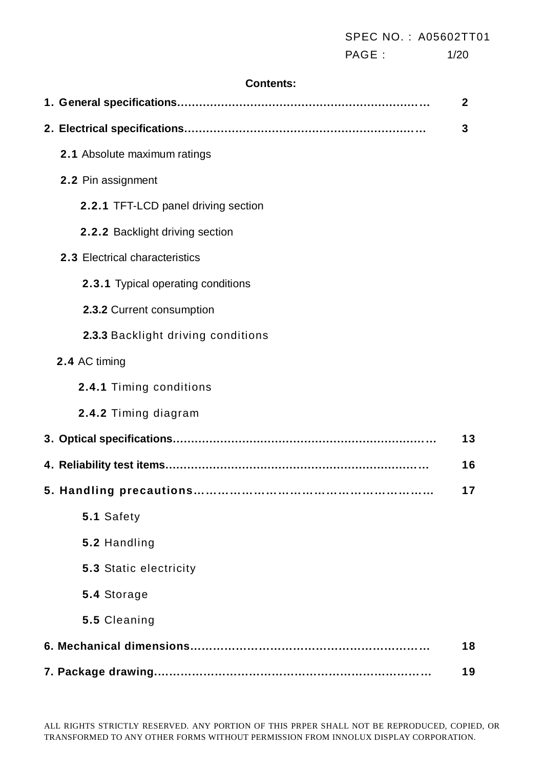**Contents:**

**1. General specifications**………………………………………………………… **2**

**2. Electrical specifications**……………………………………………………… **3**

- **2.1** Absolute maximum ratings
- **2.2** Pin assignment
  - **2.2.1** TFT-LCD panel driving section
  - **2.2.2** Backlight driving section
- **2.3** Electrical characteristics
  - **2.3.1** Typical operating conditions
  - **2.3.2** Current consumption
  - **2.3.3** Backlight driving conditions
- **2.4** AC timing
  - **2.4.1** Timing conditions
  - **2.4.2** Timing diagram

**3. Optical specifications**…………………………………………………………… **13**

**4. Reliability test items**…………………………………………………………… **16**

**5. Handling precautions**…………………………………………………… **17**

- **5.1** Safety
- **5.2** Handling
- **5.3** Static electricity
- **5.4** Storage
- **5.5** Cleaning

**6. Mechanical dimensions**…………………………………………………… **18**

**7. Package drawing**………………………………………………………………… **19**

ALL RIGHTS STRICTLY RESERVED. ANY PORTION OF THIS PRPER SHALL NOT BE REPRODUCED, COPIED, OR TRANSFORMED TO ANY OTHER FORMS WITHOUT PERMISSION FROM INNOLUX DISPLAY CORPORATION.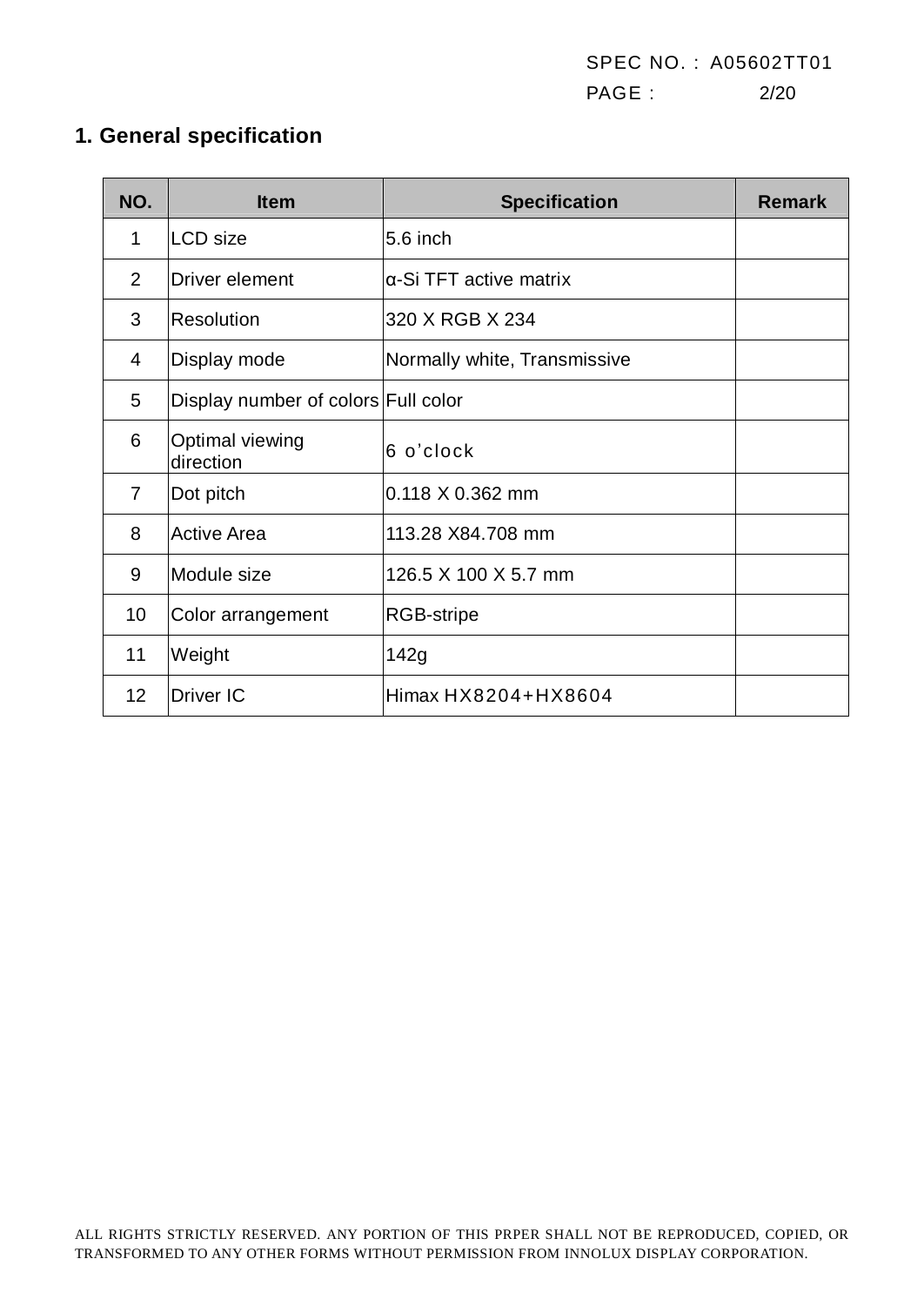## 1. General specification

| NO. | Item | Specification | Remark |
|---|---|---|---|
| 1 | LCD size | 5.6 inch | |
| 2 | Driver element | α-Si TFT active matrix | |
| 3 | Resolution | 320 X RGB X 234 | |
| 4 | Display mode | Normally white, Transmissive | |
| 5 | Display number of colors | Full color | |
| 6 | Optimal viewing direction | 6 o’clock | |
| 7 | Dot pitch | 0.118 X 0.362 mm | |
| 8 | Active Area | 113.28 X84.708 mm | |
| 9 | Module size | 126.5 X 100 X 5.7 mm | |
| 10 | Color arrangement | RGB-stripe | |
| 11 | Weight | 142g | |
| 12 | Driver IC | Himax HX8204+HX8604 | |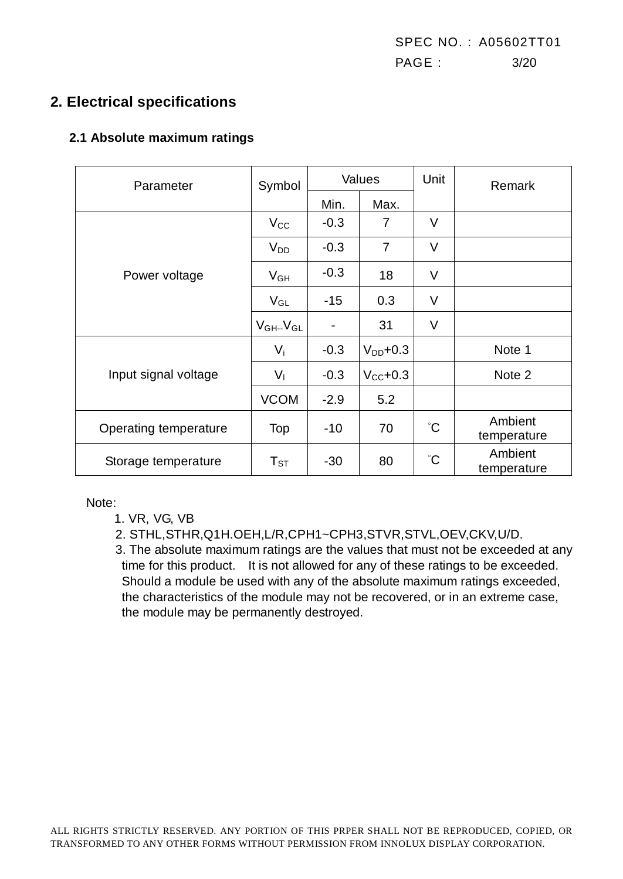## 2. Electrical specifications

### 2.1 Absolute maximum ratings

| Parameter | Symbol | Values | | Unit | Remark |
|---|---|---|---|---|---|
| | | Min. | Max. | | |
| Power voltage | $V_{CC}$ | -0.3 | 7 | V | |
| | $V_{DD}$ | -0.3 | 7 | V | |
| | $V_{GH}$ | -0.3 | 18 | V | |
| | $V_{GL}$ | -15 | 0.3 | V | |
| | $V_{GH}$-$V_{GL}$ | - | 31 | V | |
| Input signal voltage | $V_i$ | -0.3 | $V_{DD}$+0.3 | | Note 1 |
| | $V_I$ | -0.3 | $V_{CC}$+0.3 | | Note 2 |
| | VCOM | -2.9 | 5.2 | | |
| Operating temperature | Top | -10 | 70 | ˚C | Ambient temperature |
| Storage temperature | $T_{ST}$ | -30 | 80 | ˚C | Ambient temperature |

Note:

1. VR, VG, VB
2. STHL,STHR,Q1H.OEH,L/R,CPH1~CPH3,STVR,STVL,OEV,CKV,U/D.
3. The absolute maximum ratings are the values that must not be exceeded at any time for this product. It is not allowed for any of these ratings to be exceeded. Should a module be used with any of the absolute maximum ratings exceeded, the characteristics of the module may not be recovered, or in an extreme case, the module may be permanently destroyed.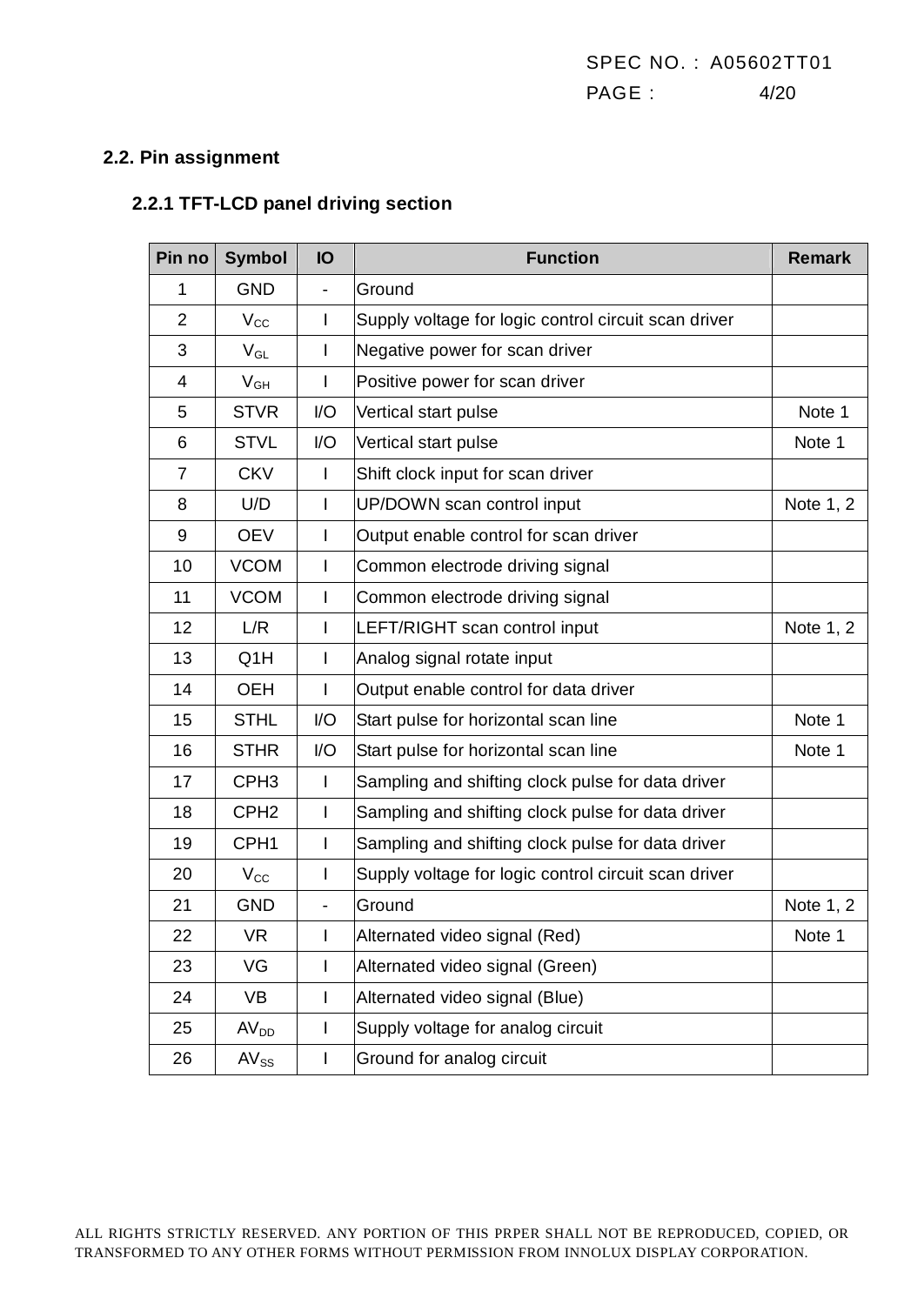## 2.2. Pin assignment

### 2.2.1 TFT-LCD panel driving section

| Pin no | Symbol | IO | Function | Remark |
|---|---|---|---|---|
| 1 | GND | - | Ground | |
| 2 | $V_{CC}$ | I | Supply voltage for logic control circuit scan driver | |
| 3 | $V_{GL}$ | I | Negative power for scan driver | |
| 4 | $V_{GH}$ | I | Positive power for scan driver | |
| 5 | STVR | I/O | Vertical start pulse | Note 1 |
| 6 | STVL | I/O | Vertical start pulse | Note 1 |
| 7 | CKV | I | Shift clock input for scan driver | |
| 8 | U/D | I | UP/DOWN scan control input | Note 1, 2 |
| 9 | OEV | I | Output enable control for scan driver | |
| 10 | VCOM | I | Common electrode driving signal | |
| 11 | VCOM | I | Common electrode driving signal | |
| 12 | L/R | I | LEFT/RIGHT scan control input | Note 1, 2 |
| 13 | Q1H | I | Analog signal rotate input | |
| 14 | OEH | I | Output enable control for data driver | |
| 15 | STHL | I/O | Start pulse for horizontal scan line | Note 1 |
| 16 | STHR | I/O | Start pulse for horizontal scan line | Note 1 |
| 17 | CPH3 | I | Sampling and shifting clock pulse for data driver | |
| 18 | CPH2 | I | Sampling and shifting clock pulse for data driver | |
| 19 | CPH1 | I | Sampling and shifting clock pulse for data driver | |
| 20 | $V_{CC}$ | I | Supply voltage for logic control circuit scan driver | |
| 21 | GND | - | Ground | Note 1, 2 |
| 22 | VR | I | Alternated video signal (Red) | Note 1 |
| 23 | VG | I | Alternated video signal (Green) | |
| 24 | VB | I | Alternated video signal (Blue) | |
| 25 | $AV_{DD}$ | I | Supply voltage for analog circuit | |
| 26 | $AV_{SS}$ | I | Ground for analog circuit | |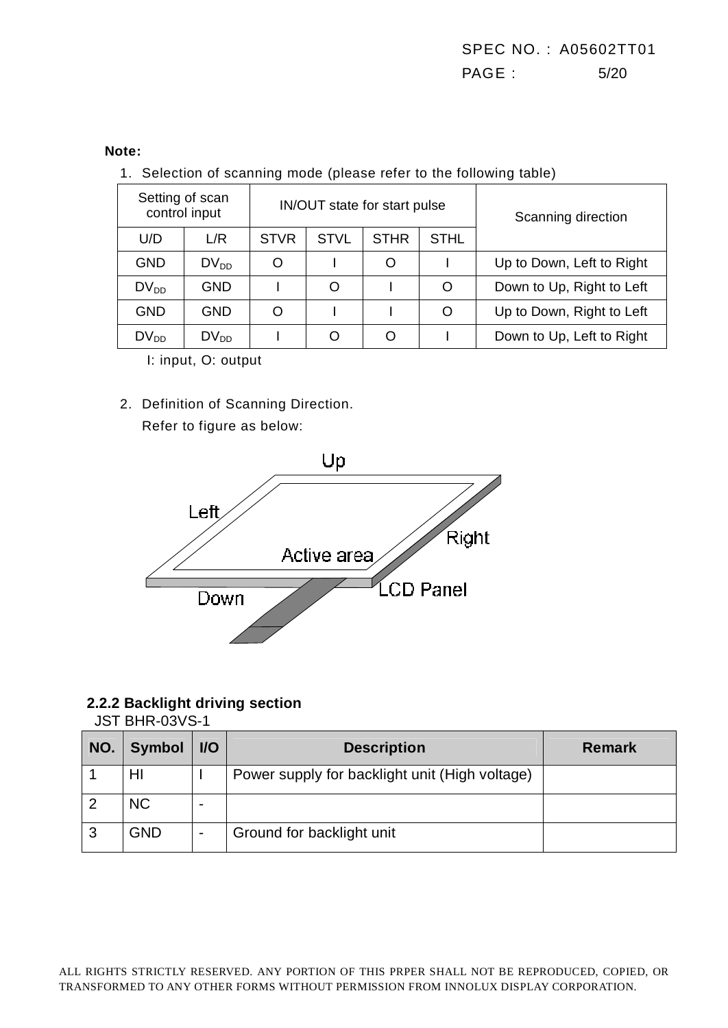**Note:**

1. Selection of scanning mode (please refer to the following table)

| Setting of scan control input | | IN/OUT state for start pulse | | | | Scanning direction |
|---|---|---|---|---|---|---|
| U/D | L/R | STVR | STVL | STHR | STHL | |
| GND | $DV_{DD}$ | O | I | O | I | Up to Down, Left to Right |
| $DV_{DD}$ | GND | I | O | I | O | Down to Up, Right to Left |
| GND | GND | O | I | I | O | Up to Down, Right to Left |
| $DV_{DD}$ | $DV_{DD}$ | I | O | O | I | Down to Up, Left to Right |

I: input, O: output

2. Definition of Scanning Direction.
   Refer to figure as below:

### 2.2.2 Backlight driving section

JST BHR-03VS-1

| NO. | Symbol | I/O | Description | Remark |
|---|---|---|---|---|
| 1 | HI | I | Power supply for backlight unit (High voltage) | |
| 2 | NC | - | | |
| 3 | GND | - | Ground for backlight unit | |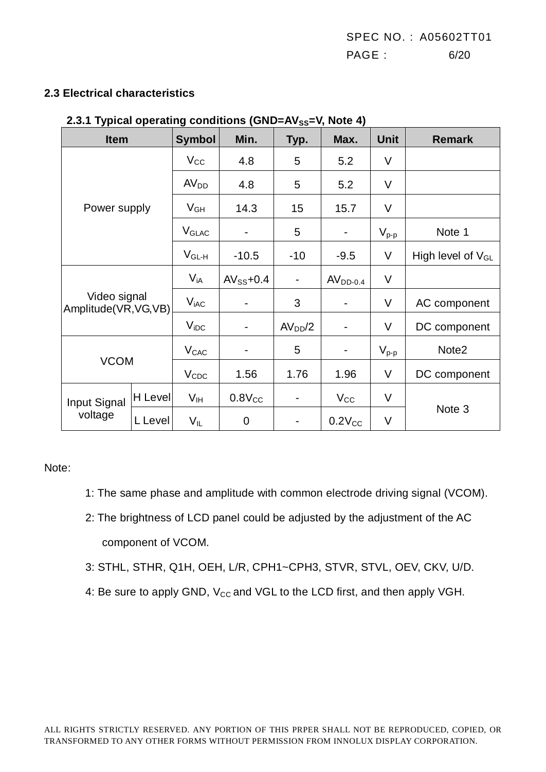## 2.3 Electrical characteristics

### 2.3.1 Typical operating conditions (GND=$AV_{SS}$=V, Note 4)

| Item | | Symbol | Min. | Typ. | Max. | Unit | Remark |
|---|---|---|---|---|---|---|---|
| Power supply | | $V_{CC}$ | 4.8 | 5 | 5.2 | V | |
| | | $AV_{DD}$ | 4.8 | 5 | 5.2 | V | |
| | | $V_{GH}$ | 14.3 | 15 | 15.7 | V | |
| | | $V_{GLAC}$ | - | 5 | - | $V_{p-p}$ | Note 1 |
| | | $V_{GL-H}$ | -10.5 | -10 | -9.5 | V | High level of $V_{GL}$ |
| Video signal Amplitude(VR,VG,VB) | | $V_{iA}$ | $AV_{SS}$+0.4 | - | $AV_{DD-0.4}$ | V | |
| | | $V_{iAC}$ | - | 3 | - | V | AC component |
| | | $V_{iDC}$ | - | $AV_{DD}$/2 | - | V | DC component |
| VCOM | | $V_{CAC}$ | - | 5 | - | $V_{p-p}$ | Note2 |
| | | $V_{CDC}$ | 1.56 | 1.76 | 1.96 | V | DC component |
| Input Signal voltage | H Level | $V_{IH}$ | 0.8$V_{CC}$ | - | $V_{CC}$ | V | Note 3 |
| | L Level | $V_{IL}$ | 0 | - | 0.2$V_{CC}$ | V | |

Note:

1: The same phase and amplitude with common electrode driving signal (VCOM).

2: The brightness of LCD panel could be adjusted by the adjustment of the AC component of VCOM.

3: STHL, STHR, Q1H, OEH, L/R, CPH1~CPH3, STVR, STVL, OEV, CKV, U/D.

4: Be sure to apply GND, $V_{CC}$ and VGL to the LCD first, and then apply VGH.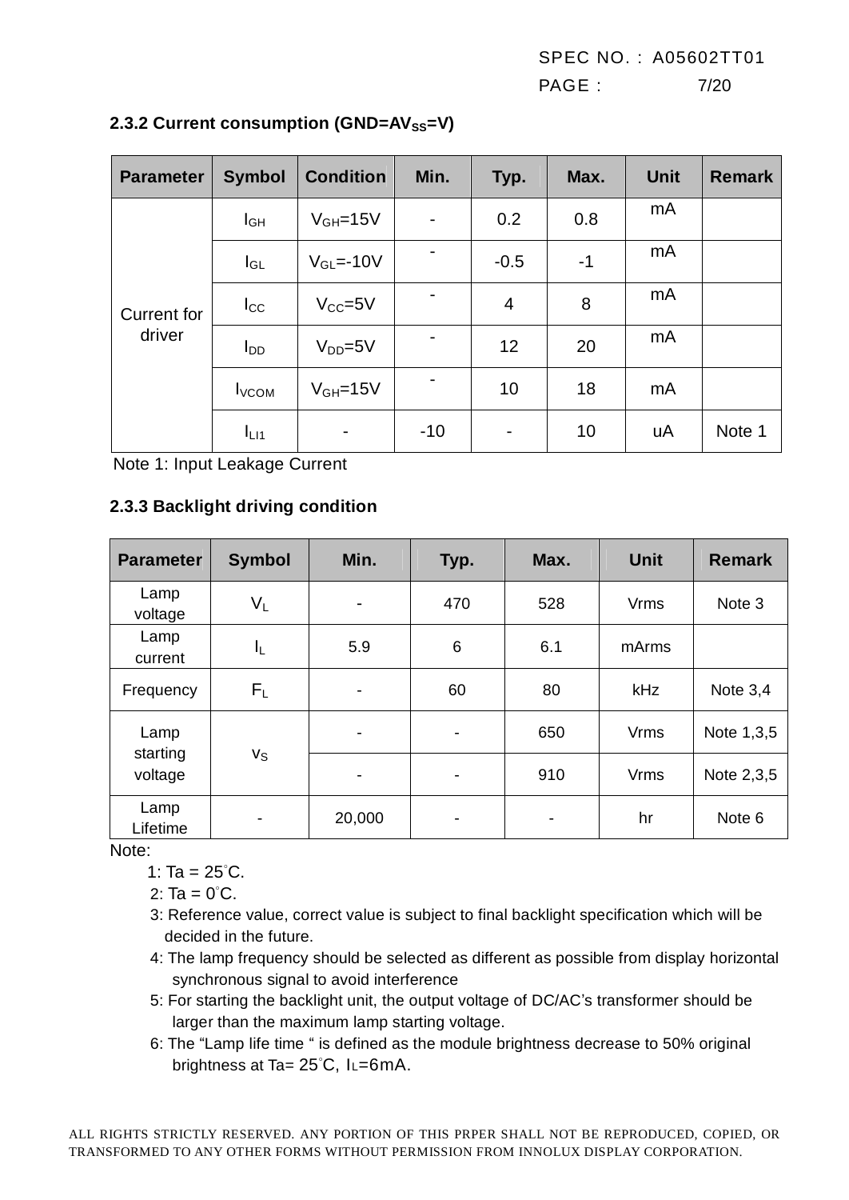### 2.3.2 Current consumption (GND=$AV_{SS}$=V)

| Parameter | Symbol | Condition | Min. | Typ. | Max. | Unit | Remark |
|---|---|---|---|---|---|---|---|
| Current for driver | $I_{GH}$ | $V_{GH}$=15V | - | 0.2 | 0.8 | mA | |
| | $I_{GL}$ | $V_{GL}$=-10V | - | -0.5 | -1 | mA | |
| | $I_{CC}$ | $V_{CC}$=5V | - | 4 | 8 | mA | |
| | $I_{DD}$ | $V_{DD}$=5V | - | 12 | 20 | mA | |
| | $I_{VCOM}$ | $V_{GH}$=15V | - | 10 | 18 | mA | |
| | $I_{LI1}$ | - | -10 | - | 10 | uA | Note 1 |

Note 1: Input Leakage Current

### 2.3.3 Backlight driving condition

| Parameter | Symbol | Min. | Typ. | Max. | Unit | Remark |
|---|---|---|---|---|---|---|
| Lamp voltage | $V_L$ | - | 470 | 528 | Vrms | Note 3 |
| Lamp current | $I_L$ | 5.9 | 6 | 6.1 | mArms | |
| Frequency | $F_L$ | - | 60 | 80 | kHz | Note 3,4 |
| Lamp starting voltage | $V_S$ | - | - | 650 | Vrms | Note 1,3,5 |
| | | - | - | 910 | Vrms | Note 2,3,5 |
| Lamp Lifetime | - | 20,000 | - | - | hr | Note 6 |

Note:

1: Ta = 25°C.

2: Ta = 0°C.

3: Reference value, correct value is subject to final backlight specification which will be decided in the future.

4: The lamp frequency should be selected as different as possible from display horizontal synchronous signal to avoid interference

5: For starting the backlight unit, the output voltage of DC/AC's transformer should be larger than the maximum lamp starting voltage.

6: The "Lamp life time " is defined as the module brightness decrease to 50% original brightness at Ta= 25°C, $I_L$=6mA.

ALL RIGHTS STRICTLY RESERVED. ANY PORTION OF THIS PRPER SHALL NOT BE REPRODUCED, COPIED, OR TRANSFORMED TO ANY OTHER FORMS WITHOUT PERMISSION FROM INNOLUX DISPLAY CORPORATION.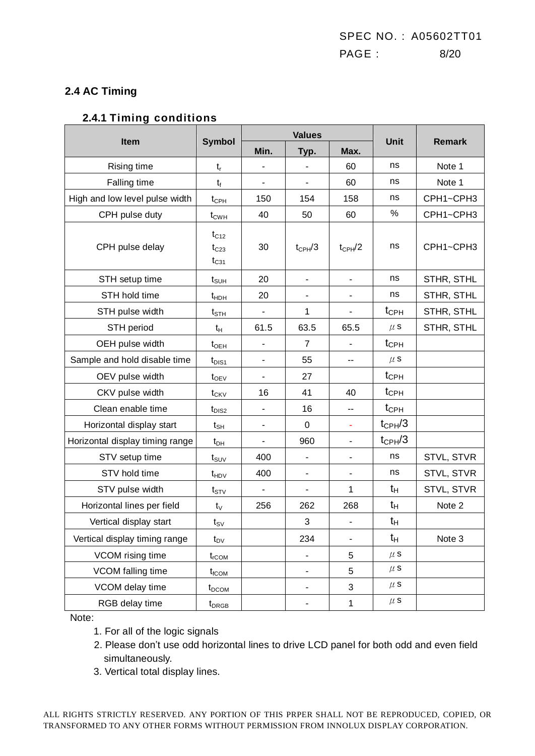## 2.4 AC Timing

### 2.4.1 Timing conditions

| Item | Symbol | Values | | | Unit | Remark |
|---|---|---|---|---|---|---|
| | | Min. | Typ. | Max. | | |
| Rising time | $t_r$ | - | - | 60 | ns | Note 1 |
| Falling time | $t_f$ | - | - | 60 | ns | Note 1 |
| High and low level pulse width | $t_{CPH}$ | 150 | 154 | 158 | ns | CPH1~CPH3 |
| CPH pulse duty | $t_{CWH}$ | 40 | 50 | 60 | % | CPH1~CPH3 |
| CPH pulse delay | $t_{C12}$ $t_{C23}$ $t_{C31}$ | 30 | $t_{CPH}/3$ | $t_{CPH}/2$ | ns | CPH1~CPH3 |
| STH setup time | $t_{SUH}$ | 20 | - | - | ns | STHR, STHL |
| STH hold time | $t_{HDH}$ | 20 | - | - | ns | STHR, STHL |
| STH pulse width | $t_{STH}$ | - | 1 | - | $t_{CPH}$ | STHR, STHL |
| STH period | $t_H$ | 61.5 | 63.5 | 65.5 | μs | STHR, STHL |
| OEH pulse width | $t_{OEH}$ | - | 7 | - | $t_{CPH}$ | |
| Sample and hold disable time | $t_{DIS1}$ | - | 55 | -- | μs | |
| OEV pulse width | $t_{OEV}$ | - | 27 | | $t_{CPH}$ | |
| CKV pulse width | $t_{CKV}$ | 16 | 41 | 40 | $t_{CPH}$ | |
| Clean enable time | $t_{DIS2}$ | - | 16 | -- | $t_{CPH}$ | |
| Horizontal display start | $t_{SH}$ | - | 0 | - | $t_{CPH}/3$ | |
| Horizontal display timing range | $t_{DH}$ | - | 960 | - | $t_{CPH}/3$ | |
| STV setup time | $t_{SUV}$ | 400 | - | - | ns | STVL, STVR |
| STV hold time | $t_{HDV}$ | 400 | - | - | ns | STVL, STVR |
| STV pulse width | $t_{STV}$ | - | - | 1 | $t_H$ | STVL, STVR |
| Horizontal lines per field | $t_V$ | 256 | 262 | 268 | $t_H$ | Note 2 |
| Vertical display start | $t_{SV}$ | | 3 | - | $t_H$ | |
| Vertical display timing range | $t_{DV}$ | | 234 | - | $t_H$ | Note 3 |
| VCOM rising time | $t_{rCOM}$ | | - | 5 | μs | |
| VCOM falling time | $t_{fCOM}$ | | - | 5 | μs | |
| VCOM delay time | $t_{DCOM}$ | | - | 3 | μs | |
| RGB delay time | $t_{DRGB}$ | | - | 1 | μs | |

Note:

1. For all of the logic signals
2. Please don't use odd horizontal lines to drive LCD panel for both odd and even field simultaneously.
3. Vertical total display lines.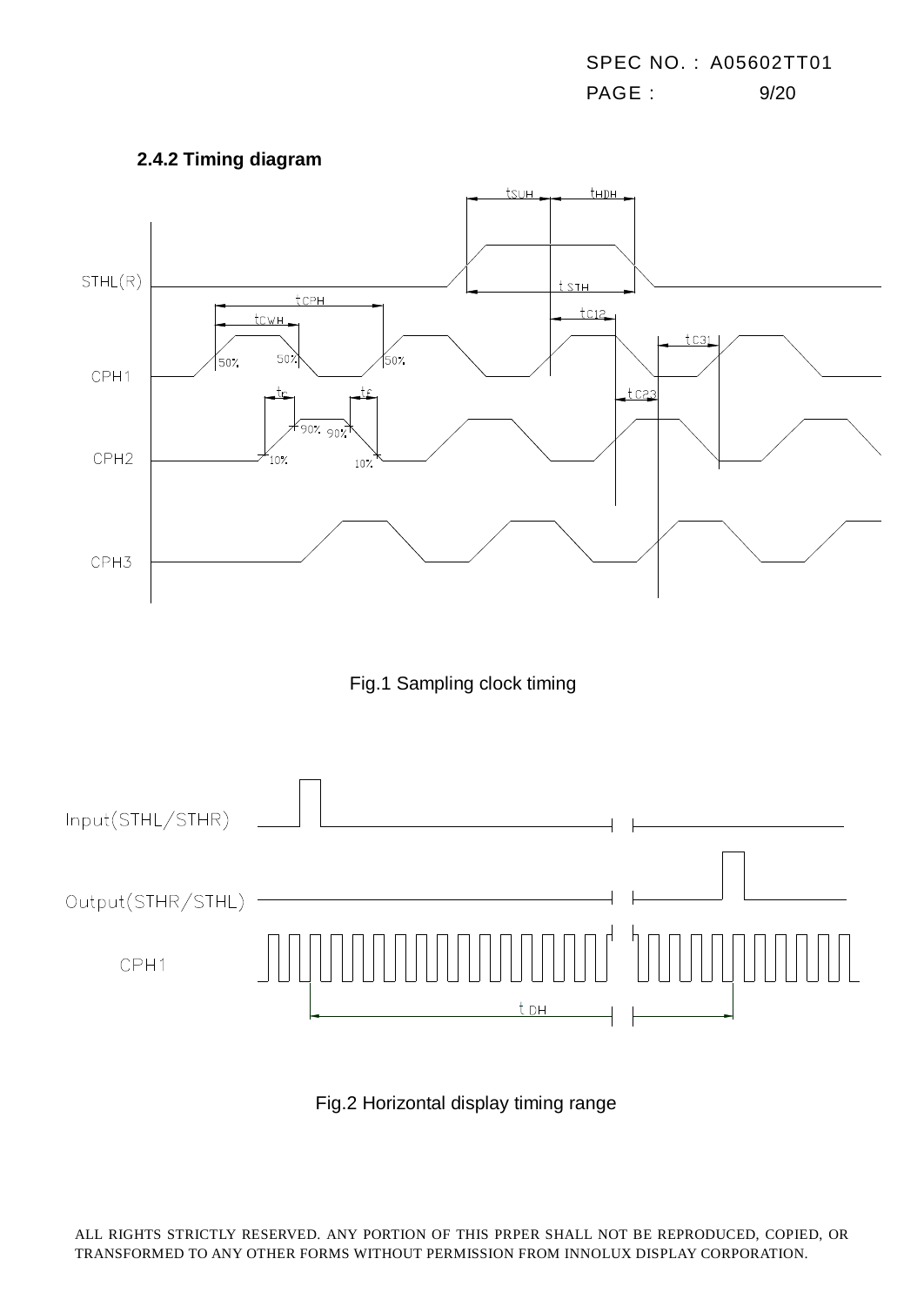### 2.4.2 Timing diagram

Fig.1 Sampling clock timing

Fig.2 Horizontal display timing range

ALL RIGHTS STRICTLY RESERVED. ANY PORTION OF THIS PRPER SHALL NOT BE REPRODUCED, COPIED, OR TRANSFORMED TO ANY OTHER FORMS WITHOUT PERMISSION FROM INNOLUX DISPLAY CORPORATION.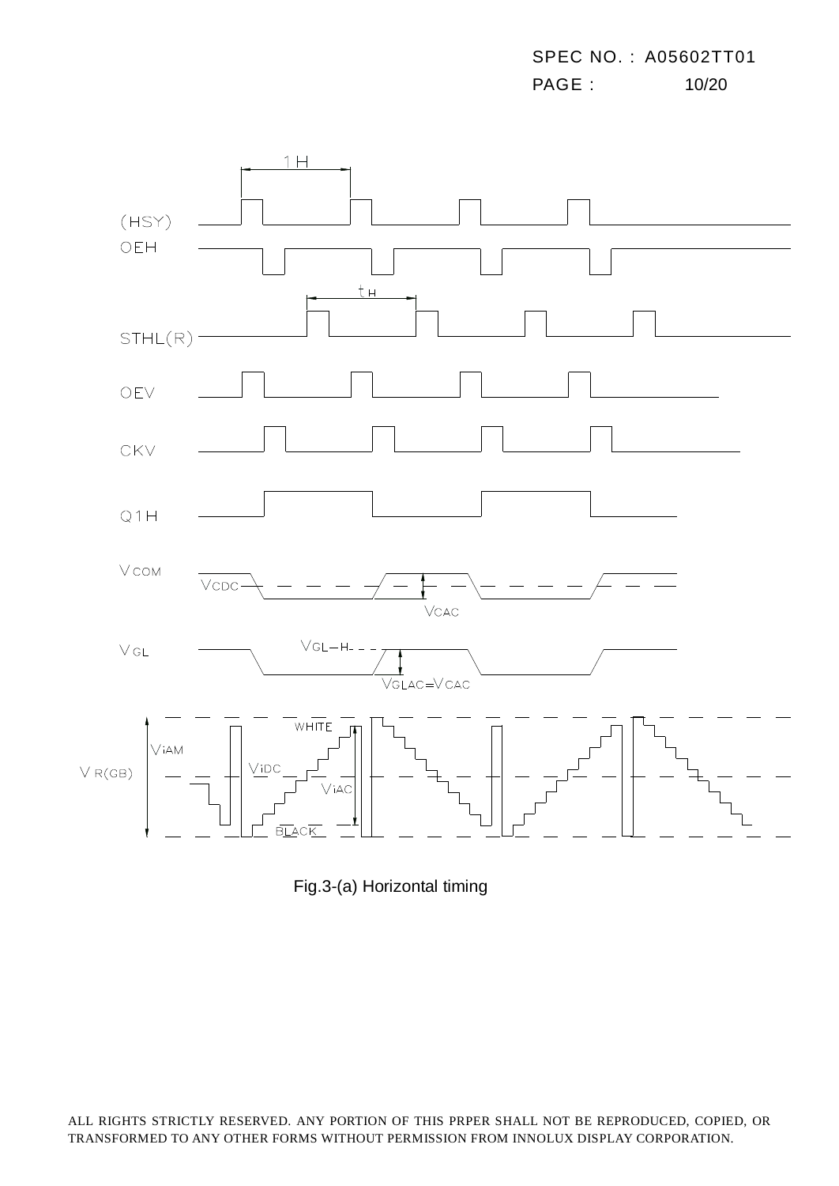Fig.3-(a) Horizontal timing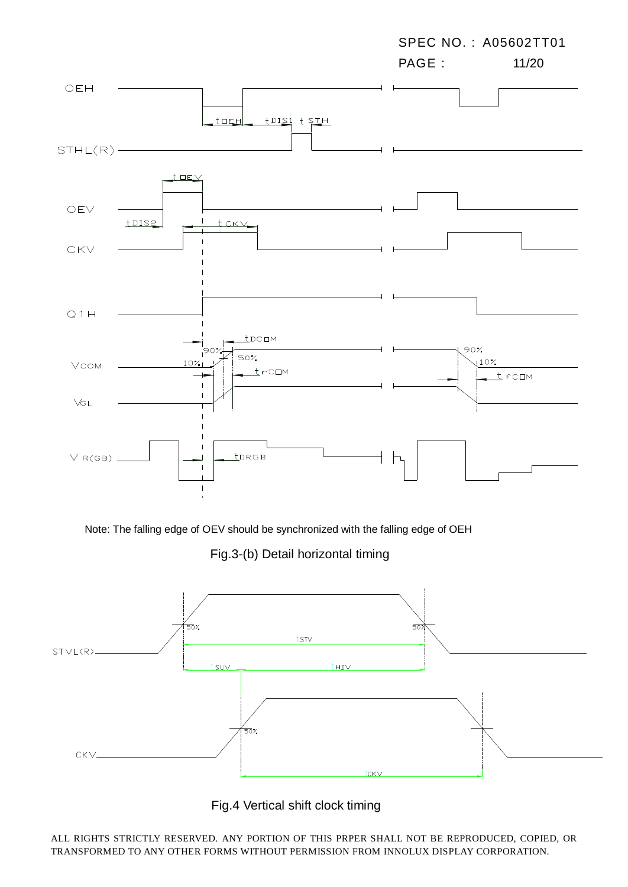Note: The falling edge of OEV should be synchronized with the falling edge of OEH

Fig.3-(b) Detail horizontal timing

Fig.4 Vertical shift clock timing

ALL RIGHTS STRICTLY RESERVED. ANY PORTION OF THIS PRPER SHALL NOT BE REPRODUCED, COPIED, OR TRANSFORMED TO ANY OTHER FORMS WITHOUT PERMISSION FROM INNOLUX DISPLAY CORPORATION.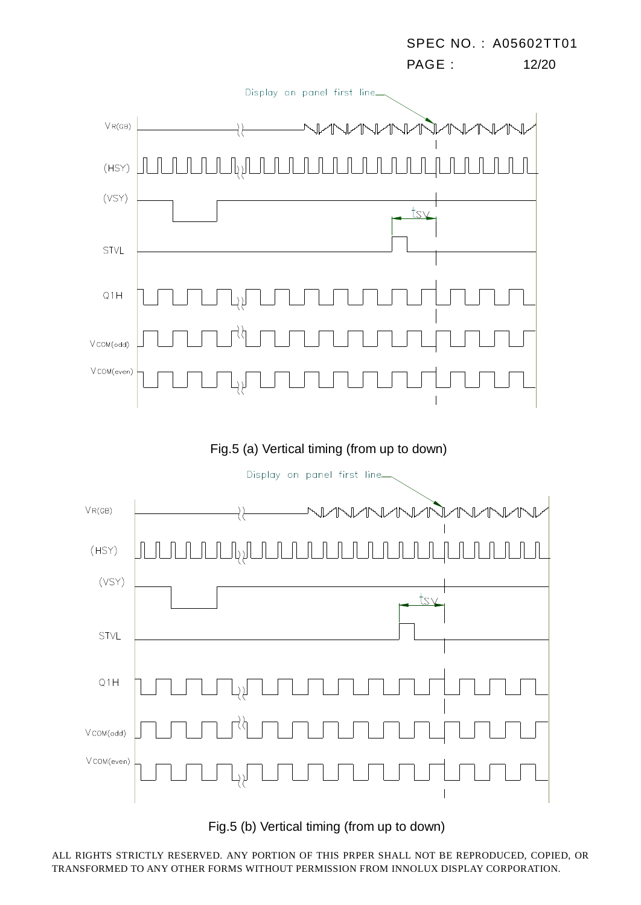Display on panel first line

$V_{R(GB)}$

(HSY)

(VSY)

tsv

STVL

Q1H

$V_{COM(odd)}$

$V_{COM(even)}$

Fig.5 (a) Vertical timing (from up to down)

Display on panel first line

$V_{R(GB)}$

(HSY)

(VSY)

tsv

STVL

Q1H

$V_{COM(odd)}$

$V_{COM(even)}$

Fig.5 (b) Vertical timing (from up to down)

ALL RIGHTS STRICTLY RESERVED. ANY PORTION OF THIS PRPER SHALL NOT BE REPRODUCED, COPIED, OR TRANSFORMED TO ANY OTHER FORMS WITHOUT PERMISSION FROM INNOLUX DISPLAY CORPORATION.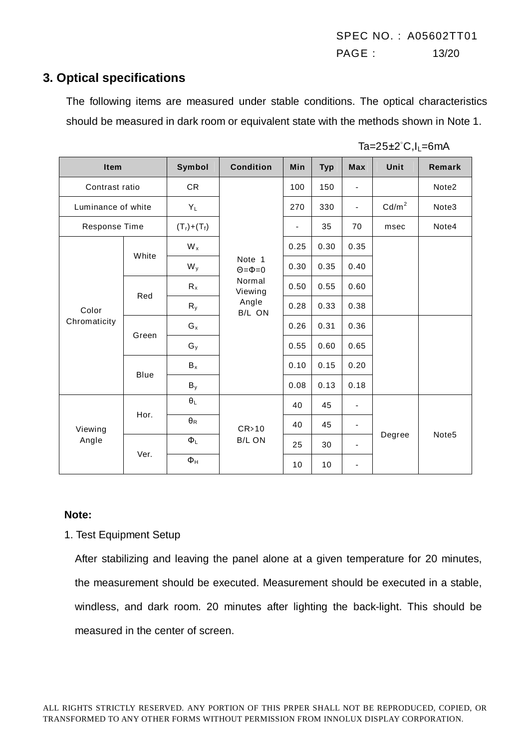## 3. Optical specifications

The following items are measured under stable conditions. The optical characteristics should be measured in dark room or equivalent state with the methods shown in Note 1.

Ta=25±2°C, $I_L$=6mA

| Item | | Symbol | Condition | Min | Typ | Max | Unit | Remark |
|---|---|---|---|---|---|---|---|---|
| Contrast ratio | | CR | Note 1<br>Θ=Φ=0<br>Normal Viewing Angle<br>B/L ON | 100 | 150 | - | | Note2 |
| Luminance of white | | $Y_L$ | | 270 | 330 | - | Cd/m$^2$ | Note3 |
| Response Time | | $(T_r)+(T_f)$ | | - | 35 | 70 | msec | Note4 |
| Color Chromaticity | White | $W_x$ | | 0.25 | 0.30 | 0.35 | | |
| | | $W_y$ | | 0.30 | 0.35 | 0.40 | | |
| | Red | $R_x$ | | 0.50 | 0.55 | 0.60 | | |
| | | $R_y$ | | 0.28 | 0.33 | 0.38 | | |
| | Green | $G_x$ | | 0.26 | 0.31 | 0.36 | | |
| | | $G_y$ | | 0.55 | 0.60 | 0.65 | | |
| | Blue | $B_x$ | | 0.10 | 0.15 | 0.20 | | |
| | | $B_y$ | | 0.08 | 0.13 | 0.18 | | |
| Viewing Angle | Hor. | $\theta_L$ | CR>10<br>B/L ON | 40 | 45 | - | Degree | Note5 |
| | | $\theta_R$ | | 40 | 45 | - | | |
| | Ver. | $\Phi_L$ | | 25 | 30 | - | | |
| | | $\Phi_H$ | | 10 | 10 | - | | |

**Note:**

1. Test Equipment Setup

After stabilizing and leaving the panel alone at a given temperature for 20 minutes, the measurement should be executed. Measurement should be executed in a stable, windless, and dark room. 20 minutes after lighting the back-light. This should be measured in the center of screen.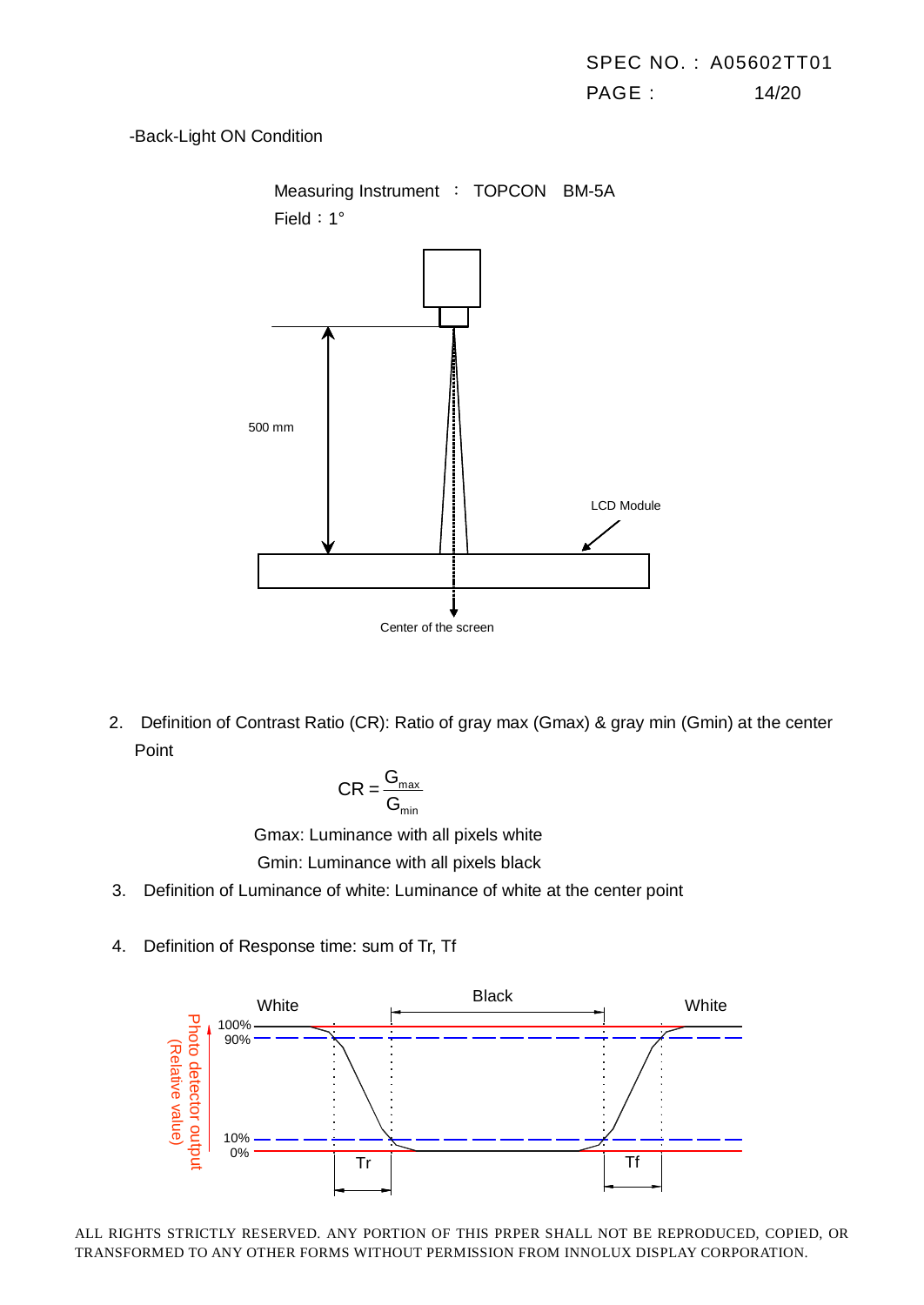-Back-Light ON Condition

Measuring Instrument ： TOPCON BM-5A

Field：1°

500 mm

LCD Module

Center of the screen

2. Definition of Contrast Ratio (CR): Ratio of gray max (Gmax) & gray min (Gmin) at the center Point

$$CR = \frac{G_{max}}{G_{min}}$$

Gmax: Luminance with all pixels white

Gmin: Luminance with all pixels black

3. Definition of Luminance of white: Luminance of white at the center point

4. Definition of Response time: sum of Tr, Tf

White Black White

Photo detector output (Relative value)

100% 90% 10% 0%

Tr Tf

ALL RIGHTS STRICTLY RESERVED. ANY PORTION OF THIS PRPER SHALL NOT BE REPRODUCED, COPIED, OR TRANSFORMED TO ANY OTHER FORMS WITHOUT PERMISSION FROM INNOLUX DISPLAY CORPORATION.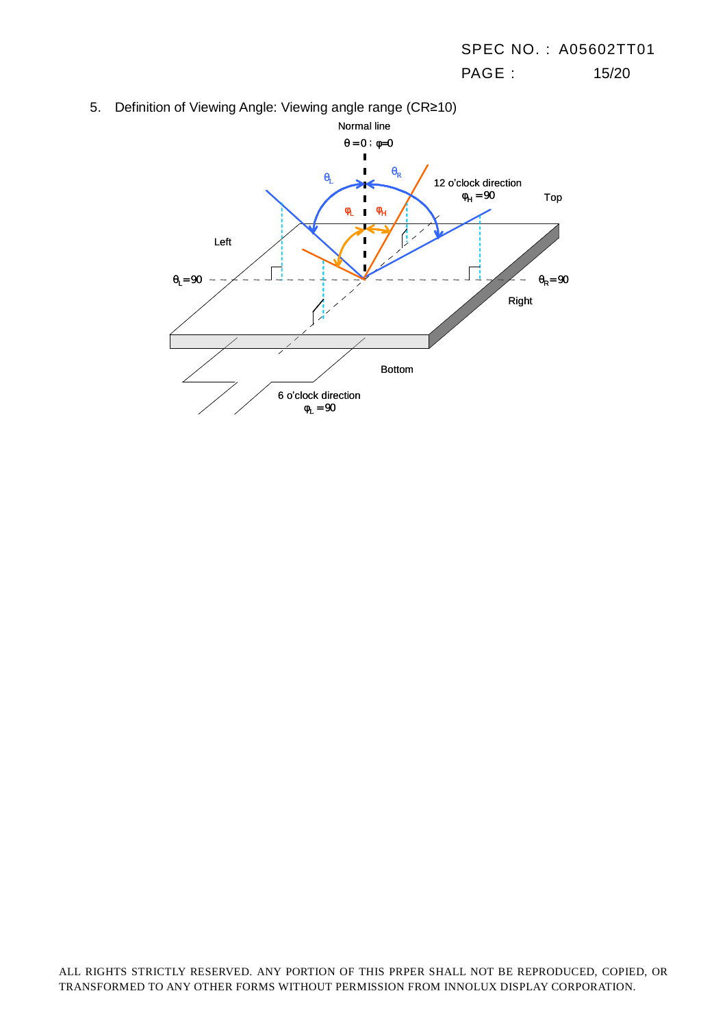5. Definition of Viewing Angle: Viewing angle range (CR≥10)

Normal line

$\theta = 0$ ; $\varphi = 0$

$\theta_L$ $\theta_R$

12 o'clock direction

$\varphi_H = 90$

Top

$\varphi_L$ $\varphi_H$

Left

$\theta_L = 90$

$\theta_R = 90$

Right

Bottom

6 o'clock direction

$\varphi_L = 90$

ALL RIGHTS STRICTLY RESERVED. ANY PORTION OF THIS PRPER SHALL NOT BE REPRODUCED, COPIED, OR TRANSFORMED TO ANY OTHER FORMS WITHOUT PERMISSION FROM INNOLUX DISPLAY CORPORATION.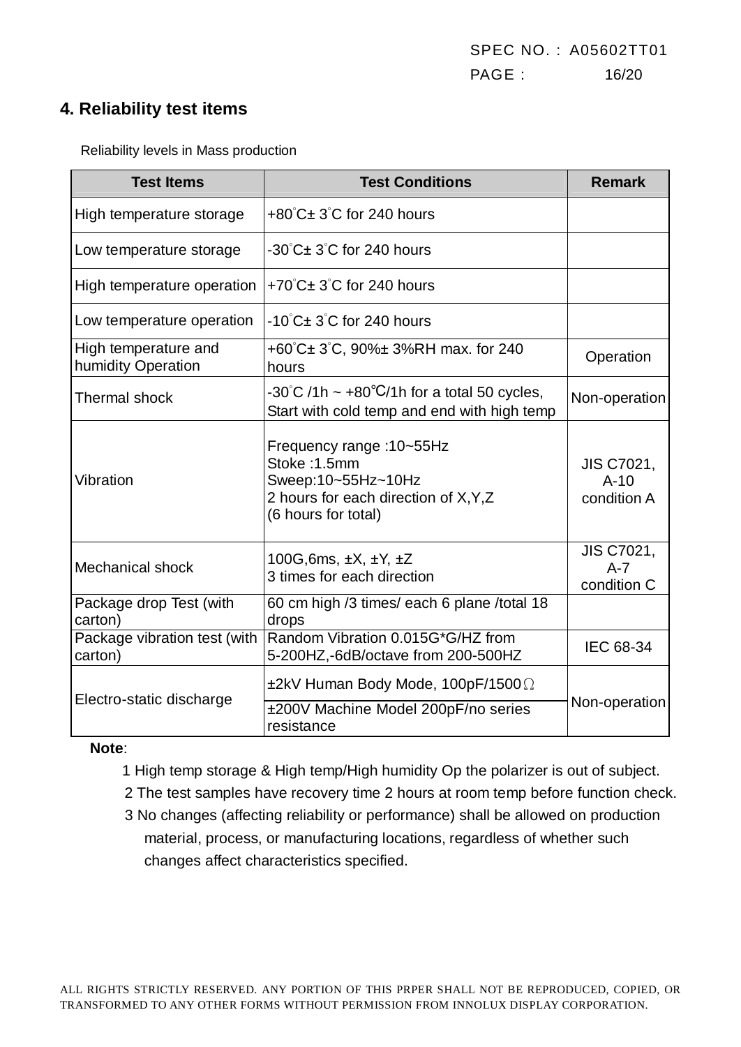## 4. Reliability test items

Reliability levels in Mass production

| Test Items | Test Conditions | Remark |
|---|---|---|
| High temperature storage | +80°C± 3°C for 240 hours | |
| Low temperature storage | -30°C± 3°C for 240 hours | |
| High temperature operation | +70°C± 3°C for 240 hours | |
| Low temperature operation | -10°C± 3°C for 240 hours | |
| High temperature and humidity Operation | +60°C± 3°C, 90%± 3%RH max. for 240 hours | Operation |
| Thermal shock | -30°C /1h ~ +80℃/1h for a total 50 cycles, Start with cold temp and end with high temp | Non-operation |
| Vibration | Frequency range :10~55Hz<br>Stoke :1.5mm<br>Sweep:10~55Hz~10Hz<br>2 hours for each direction of X,Y,Z<br>(6 hours for total) | JIS C7021, A-10 condition A |
| Mechanical shock | 100G,6ms, ±X, ±Y, ±Z<br>3 times for each direction | JIS C7021, A-7 condition C |
| Package drop Test (with carton) | 60 cm high /3 times/ each 6 plane /total 18 drops | |
| Package vibration test (with carton) | Random Vibration 0.015G*G/HZ from 5-200HZ,-6dB/octave from 200-500HZ | IEC 68-34 |
| Electro-static discharge | ±2kV Human Body Mode, 100pF/1500Ω | Non-operation |
| | ±200V Machine Model 200pF/no series resistance | |

**Note**:

1 High temp storage & High temp/High humidity Op the polarizer is out of subject.

2 The test samples have recovery time 2 hours at room temp before function check.

3 No changes (affecting reliability or performance) shall be allowed on production material, process, or manufacturing locations, regardless of whether such changes affect characteristics specified.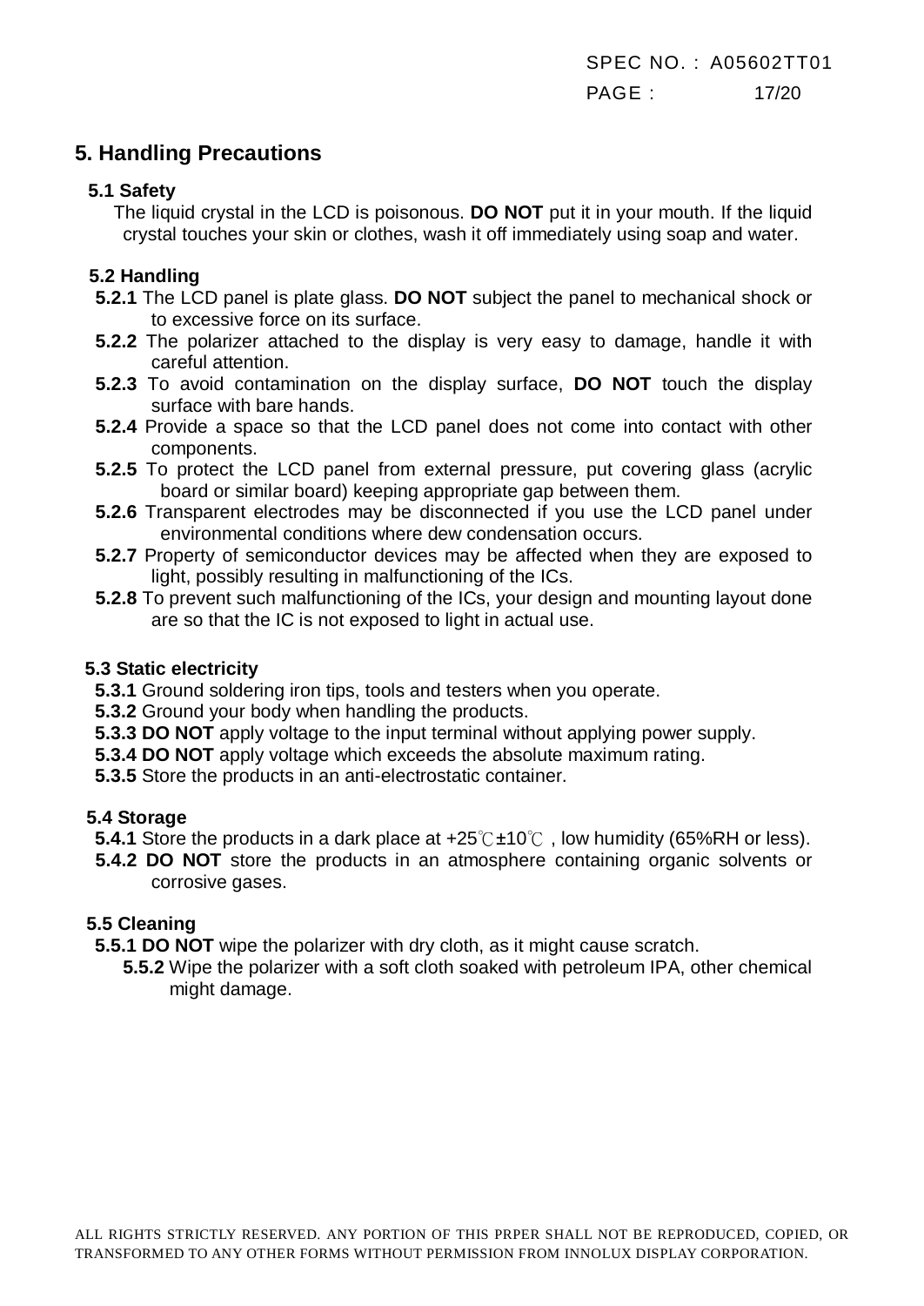# 5. Handling Precautions

## 5.1 Safety

The liquid crystal in the LCD is poisonous. **DO NOT** put it in your mouth. If the liquid crystal touches your skin or clothes, wash it off immediately using soap and water.

## 5.2 Handling

**5.2.1** The LCD panel is plate glass. **DO NOT** subject the panel to mechanical shock or to excessive force on its surface.

**5.2.2** The polarizer attached to the display is very easy to damage, handle it with careful attention.

**5.2.3** To avoid contamination on the display surface, **DO NOT** touch the display surface with bare hands.

**5.2.4** Provide a space so that the LCD panel does not come into contact with other components.

**5.2.5** To protect the LCD panel from external pressure, put covering glass (acrylic board or similar board) keeping appropriate gap between them.

**5.2.6** Transparent electrodes may be disconnected if you use the LCD panel under environmental conditions where dew condensation occurs.

**5.2.7** Property of semiconductor devices may be affected when they are exposed to light, possibly resulting in malfunctioning of the ICs.

**5.2.8** To prevent such malfunctioning of the ICs, your design and mounting layout done are so that the IC is not exposed to light in actual use.

## 5.3 Static electricity

**5.3.1** Ground soldering iron tips, tools and testers when you operate.

**5.3.2** Ground your body when handling the products.

**5.3.3 DO NOT** apply voltage to the input terminal without applying power supply.

**5.3.4 DO NOT** apply voltage which exceeds the absolute maximum rating.

**5.3.5** Store the products in an anti-electrostatic container.

## 5.4 Storage

**5.4.1** Store the products in a dark place at +25℃±10℃ , low humidity (65%RH or less).

**5.4.2 DO NOT** store the products in an atmosphere containing organic solvents or corrosive gases.

## 5.5 Cleaning

**5.5.1 DO NOT** wipe the polarizer with dry cloth, as it might cause scratch.

**5.5.2** Wipe the polarizer with a soft cloth soaked with petroleum IPA, other chemical might damage.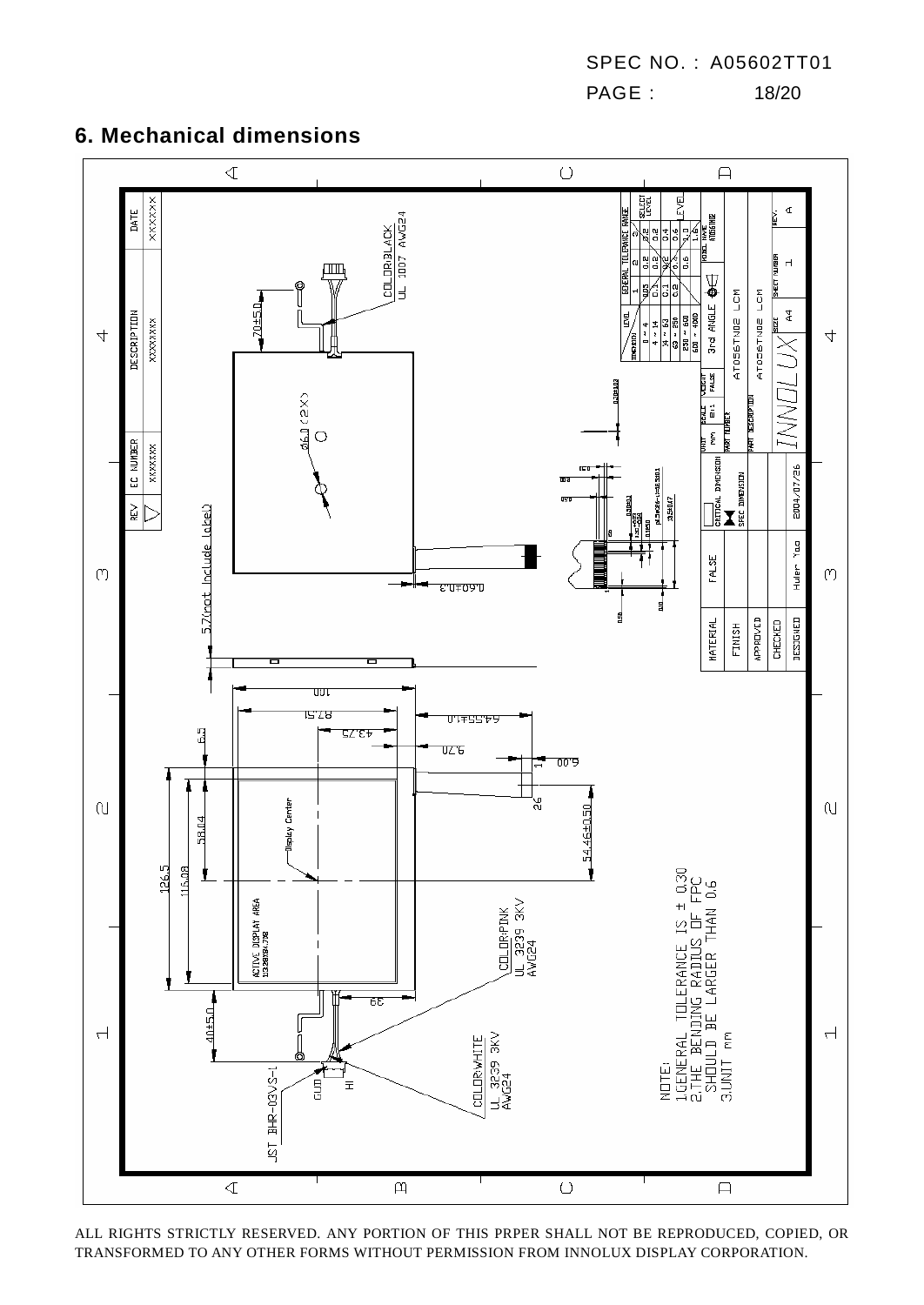## 6. Mechanical dimensions

NOTE:
1.GENERAL TOLERANCE IS ± 0.30
2.THE BENDING RADIUS OF FPC SHOULD BE LARGER THAN 0.6
3.UNIT mm

| REV | EC NUMBER | DESCRIPTION | DATE |
|---|---|---|---|
| | XXXXXX | XXXXXXX | XXXXXX |

| MATERIAL | FALSE | CRITICAL DIMENSION | UNIT mm | SCALE 1:1 | WEIGHT FALSE | 3rd ANGLE | MODEL NAME AT056TN02 |
|---|---|---|---|---|---|---|---|
| FINISH | | SPEC DIMENSION | PART NUMBER | AT056TN02 LCM | | | |
| APPROVED | | | PART DESCRIPTION | AT056TN02 LCM | | | |
| CHECKED | Huler Yao | | INNOLUX | SIZE A4 | SHEET NUMBER 1 | REV. A | |
| DESIGNED | | 2004/07/26 | | | | | |

| DIMENSION \ LEVEL | 1 | 2 | 3 |
|---|---|---|---|
| 0 ~ 4 | 0.05 | 0.2 | 0.2 |
| 4 ~ 14 | 0.1 | 0.2 | 0.2 |
| 14 ~ 63 | 0.1 | 0.2 | 0.4 |
| 63 ~ 250 | 0.2 | 0.3 | 0.6 |
| 250 ~ 630 | | 0.6 | 1.0 |
| 630 ~ 4000 | | | 1.6 |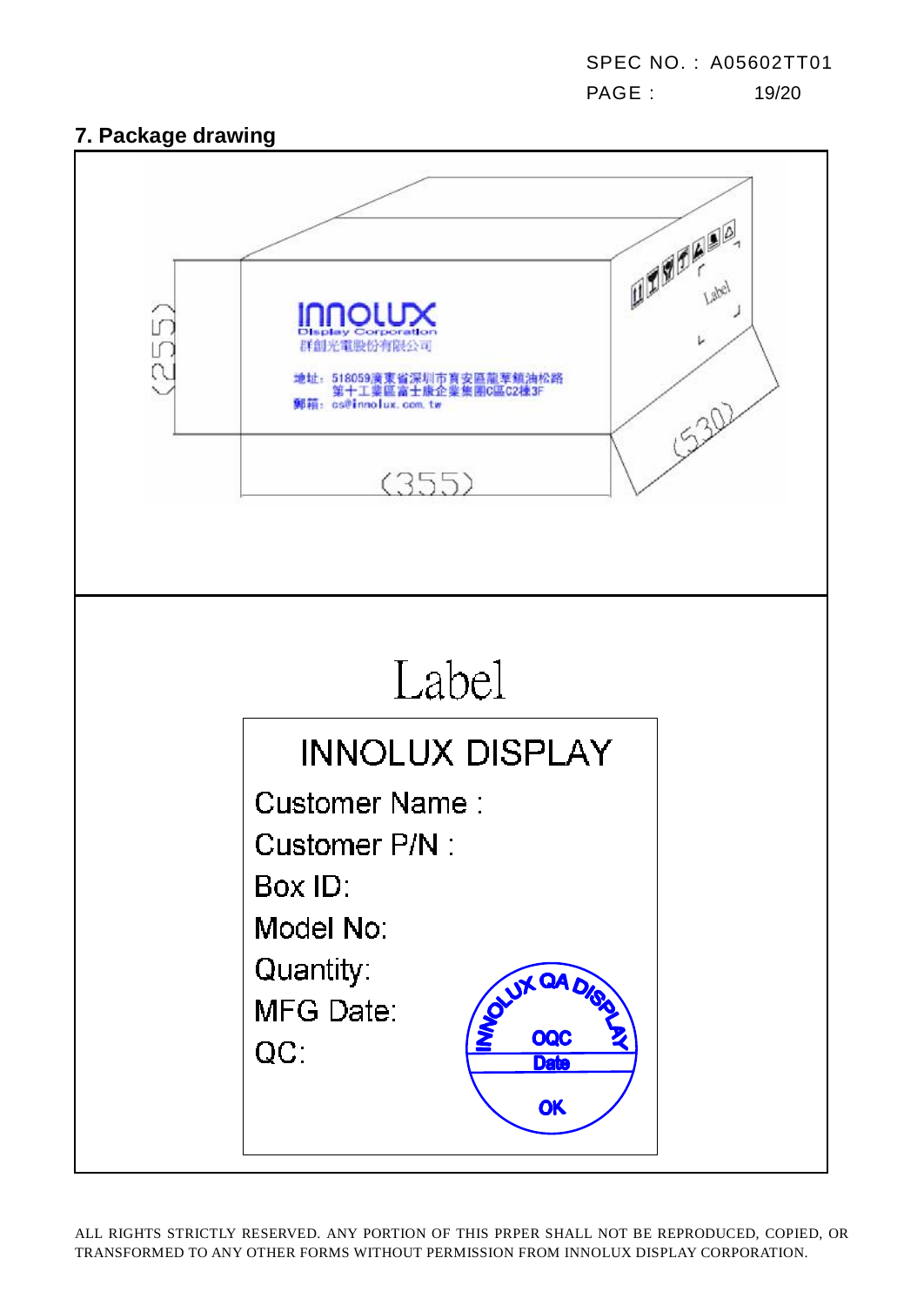## 7. Package drawing

INNOLUX
Display Corporation
群創光電股份有限公司

地址：518059廣東省深圳市寶安區龍華鎮油松路第十工業區富士康企業集團C區C2棟3F
郵箱：cs@innolux.com.tw

(255)

(355)

(530)

Label

Label

INNOLUX DISPLAY

Customer Name :

Customer P/N :

Box ID:

Model No:

Quantity:

MFG Date:

QC:

INNOLUX QA DISPLAY
OQC
Date
OK

ALL RIGHTS STRICTLY RESERVED. ANY PORTION OF THIS PRPER SHALL NOT BE REPRODUCED, COPIED, OR TRANSFORMED TO ANY OTHER FORMS WITHOUT PERMISSION FROM INNOLUX DISPLAY CORPORATION.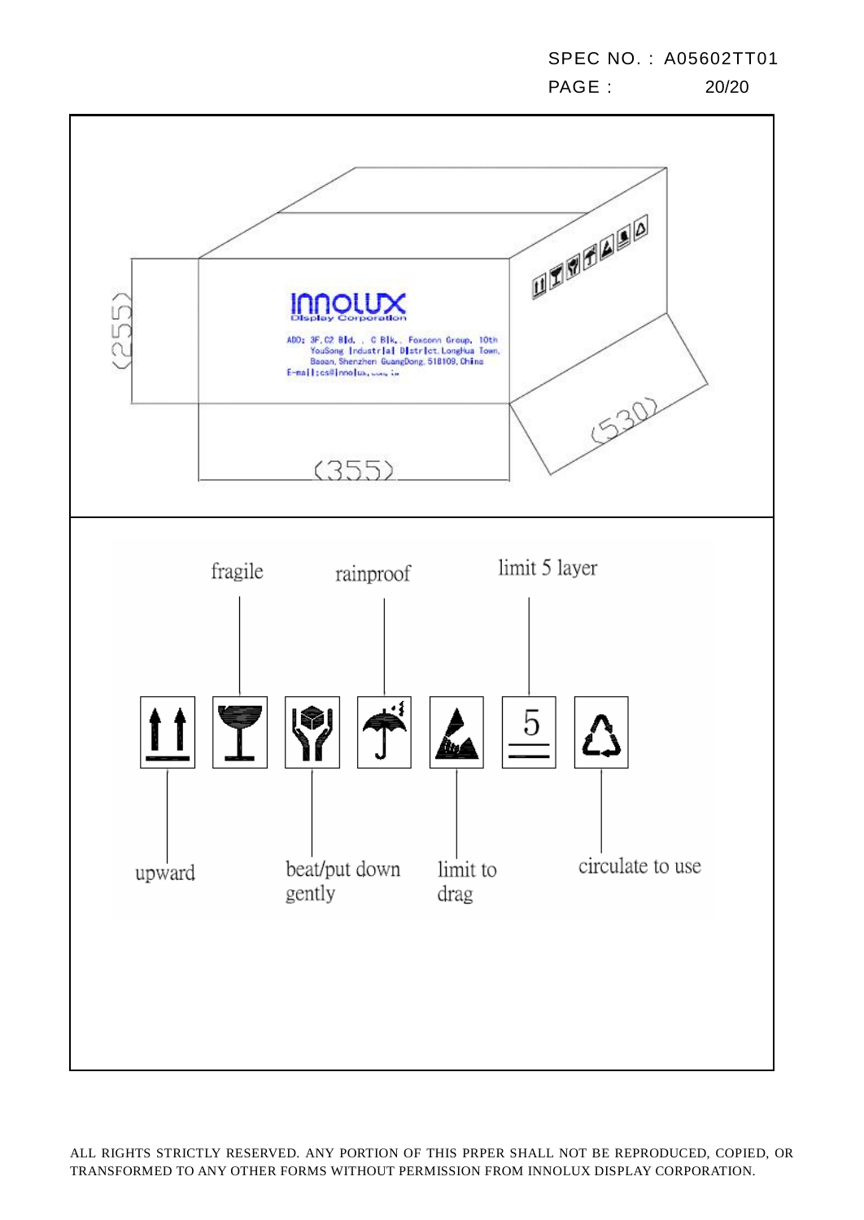(255)

INNOLUX
Display Corporation

ADD: 3F,C2 Bld., C Blk., Foxconn Group, 10th YouSong Industrial District, LongHua Town, Baoan, Shenzhen GuangDong, 518109, China
E-mail:cs@innolux.com.tw

(355)

(530)

fragile

rainproof

limit 5 layer

5

upward

beat/put down gently

limit to drag

circulate to use

ALL RIGHTS STRICTLY RESERVED. ANY PORTION OF THIS PRPER SHALL NOT BE REPRODUCED, COPIED, OR TRANSFORMED TO ANY OTHER FORMS WITHOUT PERMISSION FROM INNOLUX DISPLAY CORPORATION.